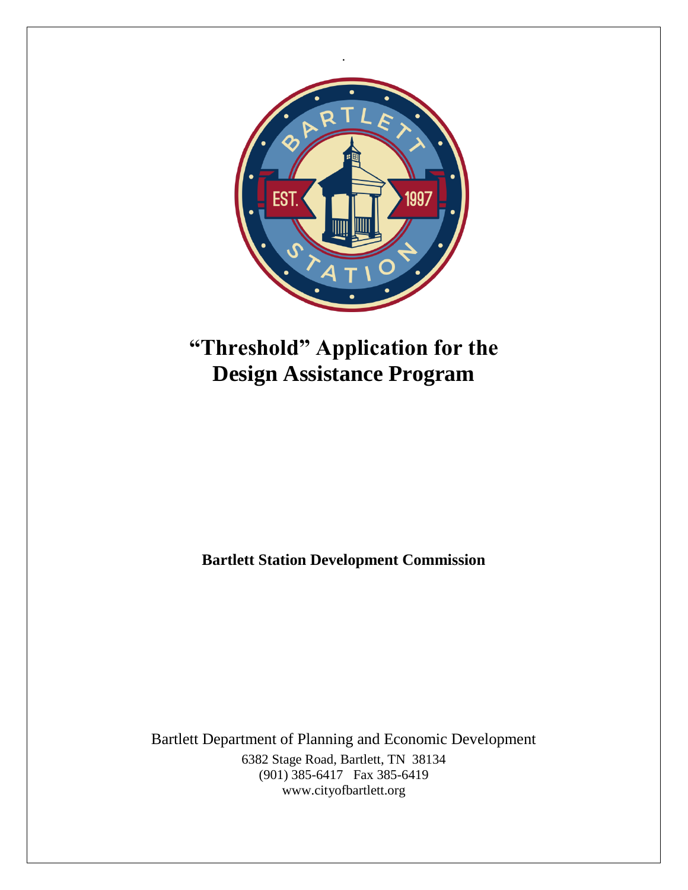# "Threshold" Application for the Design Assistance Program

**Bartlett Station Development Commission**

Bartlett Department of Planning and Economic Development

6382 Stage Road, Bartlett, TN 38134

(901) 385-6417 Fax 385-6419

www.cityofbartlett.org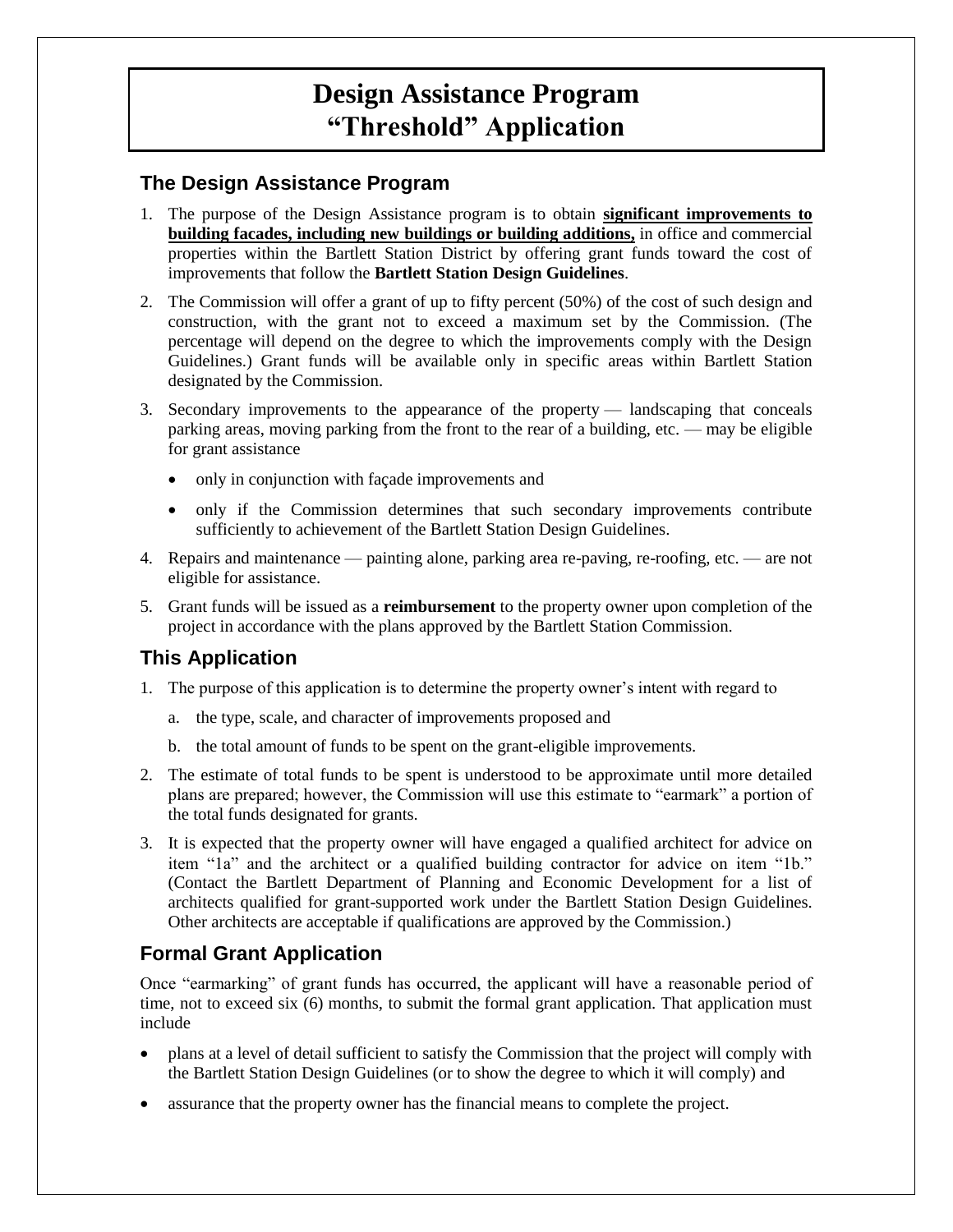# Design Assistance Program
# "Threshold" Application

## The Design Assistance Program

1. The purpose of the Design Assistance program is to obtain **significant improvements to building facades, including new buildings or building additions,** in office and commercial properties within the Bartlett Station District by offering grant funds toward the cost of improvements that follow the **Bartlett Station Design Guidelines**.
2. The Commission will offer a grant of up to fifty percent (50%) of the cost of such design and construction, with the grant not to exceed a maximum set by the Commission. (The percentage will depend on the degree to which the improvements comply with the Design Guidelines.) Grant funds will be available only in specific areas within Bartlett Station designated by the Commission.
3. Secondary improvements to the appearance of the property — landscaping that conceals parking areas, moving parking from the front to the rear of a building, etc. — may be eligible for grant assistance
   - only in conjunction with façade improvements and
   - only if the Commission determines that such secondary improvements contribute sufficiently to achievement of the Bartlett Station Design Guidelines.
4. Repairs and maintenance — painting alone, parking area re-paving, re-roofing, etc. — are not eligible for assistance.
5. Grant funds will be issued as a **reimbursement** to the property owner upon completion of the project in accordance with the plans approved by the Bartlett Station Commission.

## This Application

1. The purpose of this application is to determine the property owner's intent with regard to
   a. the type, scale, and character of improvements proposed and
   b. the total amount of funds to be spent on the grant-eligible improvements.
2. The estimate of total funds to be spent is understood to be approximate until more detailed plans are prepared; however, the Commission will use this estimate to "earmark" a portion of the total funds designated for grants.
3. It is expected that the property owner will have engaged a qualified architect for advice on item "1a" and the architect or a qualified building contractor for advice on item "1b." (Contact the Bartlett Department of Planning and Economic Development for a list of architects qualified for grant-supported work under the Bartlett Station Design Guidelines. Other architects are acceptable if qualifications are approved by the Commission.)

## Formal Grant Application

Once "earmarking" of grant funds has occurred, the applicant will have a reasonable period of time, not to exceed six (6) months, to submit the formal grant application. That application must include

- plans at a level of detail sufficient to satisfy the Commission that the project will comply with the Bartlett Station Design Guidelines (or to show the degree to which it will comply) and
- assurance that the property owner has the financial means to complete the project.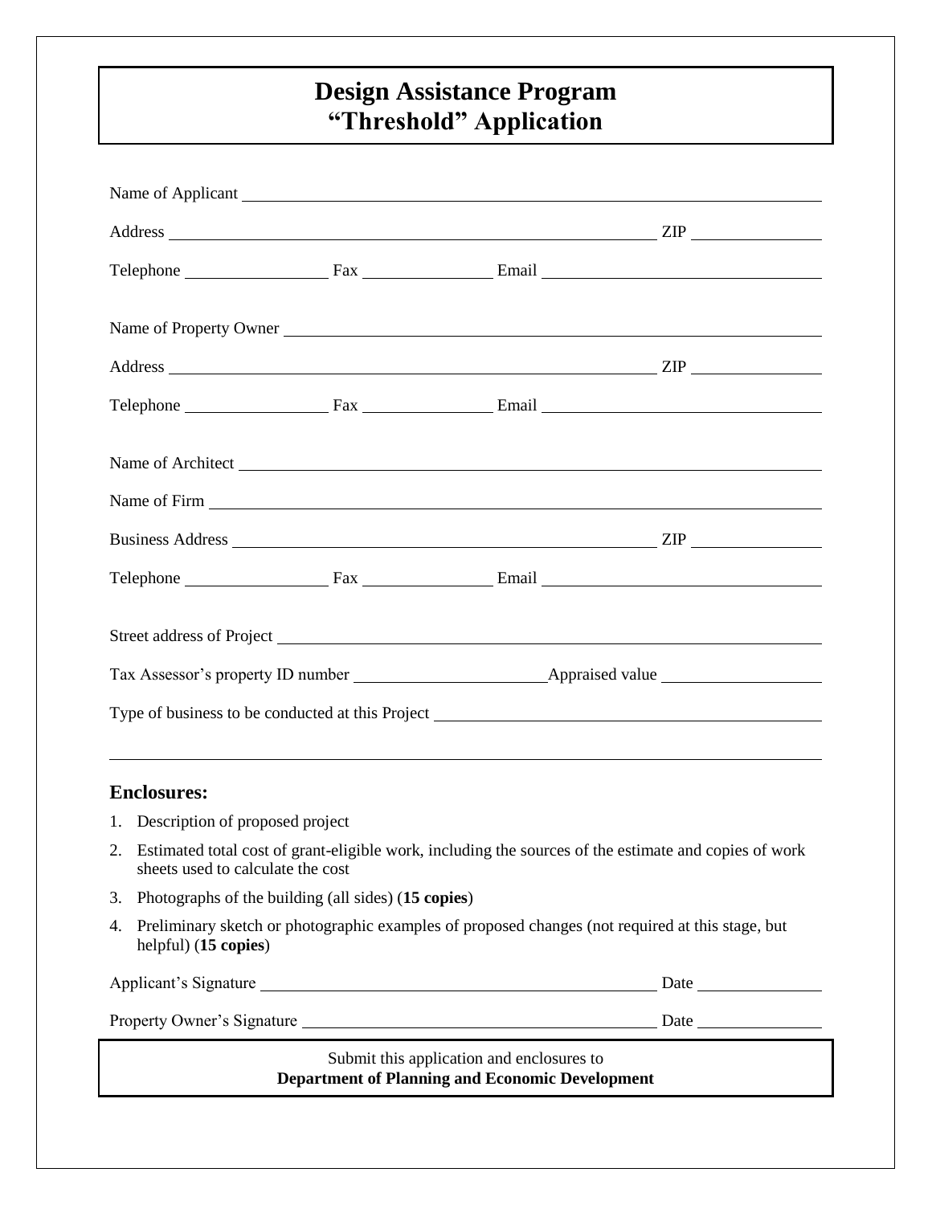# Design Assistance Program
# "Threshold" Application

Name of Applicant \_\_\_\_\_\_\_\_\_\_\_\_\_\_\_\_\_\_\_\_\_\_\_\_\_\_\_\_\_\_\_\_\_\_\_\_\_\_\_\_

Address \_\_\_\_\_\_\_\_\_\_\_\_\_\_\_\_\_\_\_\_\_\_\_\_\_\_\_\_\_\_\_\_\_\_\_\_\_\_\_\_ ZIP \_\_\_\_\_\_\_\_\_\_\_\_

Telephone \_\_\_\_\_\_\_\_\_\_\_\_ Fax \_\_\_\_\_\_\_\_\_\_\_\_ Email \_\_\_\_\_\_\_\_\_\_\_\_\_\_\_\_\_\_\_\_\_\_

Name of Property Owner \_\_\_\_\_\_\_\_\_\_\_\_\_\_\_\_\_\_\_\_\_\_\_\_\_\_\_\_\_\_\_\_\_\_\_\_\_\_\_\_

Address \_\_\_\_\_\_\_\_\_\_\_\_\_\_\_\_\_\_\_\_\_\_\_\_\_\_\_\_\_\_\_\_\_\_\_\_\_\_\_\_ ZIP \_\_\_\_\_\_\_\_\_\_\_\_

Telephone \_\_\_\_\_\_\_\_\_\_\_\_ Fax \_\_\_\_\_\_\_\_\_\_\_\_ Email \_\_\_\_\_\_\_\_\_\_\_\_\_\_\_\_\_\_\_\_\_\_

Name of Architect \_\_\_\_\_\_\_\_\_\_\_\_\_\_\_\_\_\_\_\_\_\_\_\_\_\_\_\_\_\_\_\_\_\_\_\_\_\_\_\_

Name of Firm \_\_\_\_\_\_\_\_\_\_\_\_\_\_\_\_\_\_\_\_\_\_\_\_\_\_\_\_\_\_\_\_\_\_\_\_\_\_\_\_

Business Address \_\_\_\_\_\_\_\_\_\_\_\_\_\_\_\_\_\_\_\_\_\_\_\_\_\_\_\_\_\_\_\_\_\_\_\_ ZIP \_\_\_\_\_\_\_\_\_\_\_\_

Telephone \_\_\_\_\_\_\_\_\_\_\_\_ Fax \_\_\_\_\_\_\_\_\_\_\_\_ Email \_\_\_\_\_\_\_\_\_\_\_\_\_\_\_\_\_\_\_\_\_\_

Street address of Project \_\_\_\_\_\_\_\_\_\_\_\_\_\_\_\_\_\_\_\_\_\_\_\_\_\_\_\_\_\_\_\_\_\_\_\_\_\_\_\_

Tax Assessor's property ID number \_\_\_\_\_\_\_\_\_\_\_\_\_\_\_\_ Appraised value \_\_\_\_\_\_\_\_\_\_\_\_\_\_

Type of business to be conducted at this Project \_\_\_\_\_\_\_\_\_\_\_\_\_\_\_\_\_\_\_\_\_\_\_\_\_\_\_\_

\_\_\_\_\_\_\_\_\_\_\_\_\_\_\_\_\_\_\_\_\_\_\_\_\_\_\_\_\_\_\_\_\_\_\_\_\_\_\_\_\_\_\_\_\_\_\_\_\_\_\_\_\_\_\_\_\_\_\_\_

### Enclosures:

1. Description of proposed project
2. Estimated total cost of grant-eligible work, including the sources of the estimate and copies of work sheets used to calculate the cost
3. Photographs of the building (all sides) (**15 copies**)
4. Preliminary sketch or photographic examples of proposed changes (not required at this stage, but helpful) (**15 copies**)

Applicant's Signature \_\_\_\_\_\_\_\_\_\_\_\_\_\_\_\_\_\_\_\_\_\_\_\_\_\_\_\_\_\_\_\_\_\_\_\_ Date \_\_\_\_\_\_\_\_\_\_\_\_

Property Owner's Signature \_\_\_\_\_\_\_\_\_\_\_\_\_\_\_\_\_\_\_\_\_\_\_\_\_\_\_\_\_\_\_\_ Date \_\_\_\_\_\_\_\_\_\_\_\_

Submit this application and enclosures to
**Department of Planning and Economic Development**